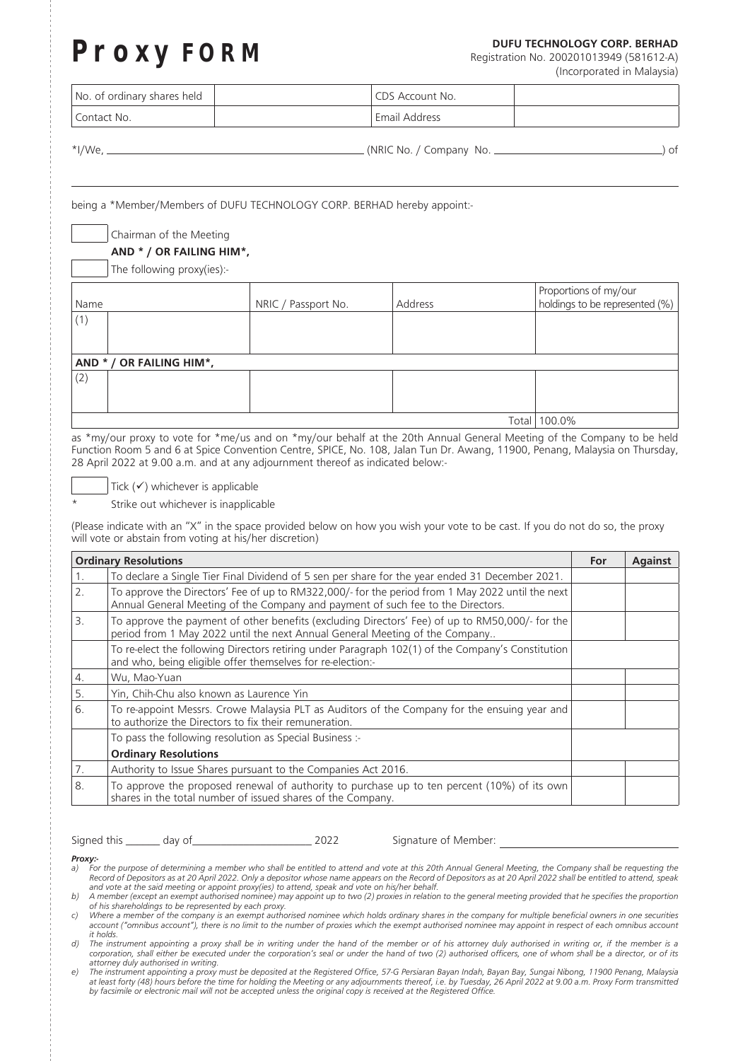# Proxy FORM

**DUFU TECHNOLOGY CORP. BERHAD**
Registration No. 200201013949 (581612-A)
(Incorporated in Malaysia)

| No. of ordinary shares held | | CDS Account No. | |
|---|---|---|---|
| Contact No. | | Email Address | |

*I/We, ______________________________ (NRIC No. / Company No. ______________________) of

______________________________________________________________________________

being a *Member/Members of DUFU TECHNOLOGY CORP. BERHAD hereby appoint:-

☐ Chairman of the Meeting

**AND * / OR FAILING HIM*,**

☐ The following proxy(ies):-

| Name | NRIC / Passport No. | Address | Proportions of my/our holdings to be represented (%) |
|---|---|---|---|
| (1) | | | |
| **AND * / OR FAILING HIM*,** | | | |
| (2) | | | |
| | | Total | 100.0% |

as *my/our proxy to vote for *me/us and on *my/our behalf at the 20th Annual General Meeting of the Company to be held Function Room 5 and 6 at Spice Convention Centre, SPICE, No. 108, Jalan Tun Dr. Awang, 11900, Penang, Malaysia on Thursday, 28 April 2022 at 9.00 a.m. and at any adjournment thereof as indicated below:-

☐ Tick (✓) whichever is applicable

\* Strike out whichever is inapplicable

(Please indicate with an "X" in the space provided below on how you wish your vote to be cast. If you do not do so, the proxy will vote or abstain from voting at his/her discretion)

| | **Ordinary Resolutions** | **For** | **Against** |
|---|---|---|---|
| 1. | To declare a Single Tier Final Dividend of 5 sen per share for the year ended 31 December 2021. | | |
| 2. | To approve the Directors' Fee of up to RM322,000/- for the period from 1 May 2022 until the next Annual General Meeting of the Company and payment of such fee to the Directors. | | |
| 3. | To approve the payment of other benefits (excluding Directors' Fee) of up to RM50,000/- for the period from 1 May 2022 until the next Annual General Meeting of the Company.. | | |
| | To re-elect the following Directors retiring under Paragraph 102(1) of the Company's Constitution and who, being eligible offer themselves for re-election:- | | |
| 4. | Wu, Mao-Yuan | | |
| 5. | Yin, Chih-Chu also known as Laurence Yin | | |
| 6. | To re-appoint Messrs. Crowe Malaysia PLT as Auditors of the Company for the ensuing year and to authorize the Directors to fix their remuneration. | | |
| | To pass the following resolution as Special Business :- **Ordinary Resolutions** | | |
| 7. | Authority to Issue Shares pursuant to the Companies Act 2016. | | |
| 8. | To approve the proposed renewal of authority to purchase up to ten percent (10%) of its own shares in the total number of issued shares of the Company. | | |

Signed this ______ day of ____________________ 2022 Signature of Member: ____________________

***Proxy:-***

*a) For the purpose of determining a member who shall be entitled to attend and vote at this 20th Annual General Meeting, the Company shall be requesting the Record of Depositors as at 20 April 2022. Only a depositor whose name appears on the Record of Depositors as at 20 April 2022 shall be entitled to attend, speak and vote at the said meeting or appoint proxy(ies) to attend, speak and vote on his/her behalf.*

*b) A member (except an exempt authorised nominee) may appoint up to two (2) proxies in relation to the general meeting provided that he specifies the proportion of his shareholdings to be represented by each proxy.*

*c) Where a member of the company is an exempt authorised nominee which holds ordinary shares in the company for multiple beneficial owners in one securities account ("omnibus account"), there is no limit to the number of proxies which the exempt authorised nominee may appoint in respect of each omnibus account it holds.*

*d) The instrument appointing a proxy shall be in writing under the hand of the member or of his attorney duly authorised in writing or, if the member is a corporation, shall either be executed under the corporation's seal or under the hand of two (2) authorised officers, one of whom shall be a director, or of its attorney duly authorised in writing.*

*e) The instrument appointing a proxy must be deposited at the Registered Office, 57-G Persiaran Bayan Indah, Bayan Bay, Sungai Nibong, 11900 Penang, Malaysia at least forty (48) hours before the time for holding the Meeting or any adjournments thereof, i.e. by Tuesday, 26 April 2022 at 9.00 a.m. Proxy Form transmitted by facsimile or electronic mail will not be accepted unless the original copy is received at the Registered Office.*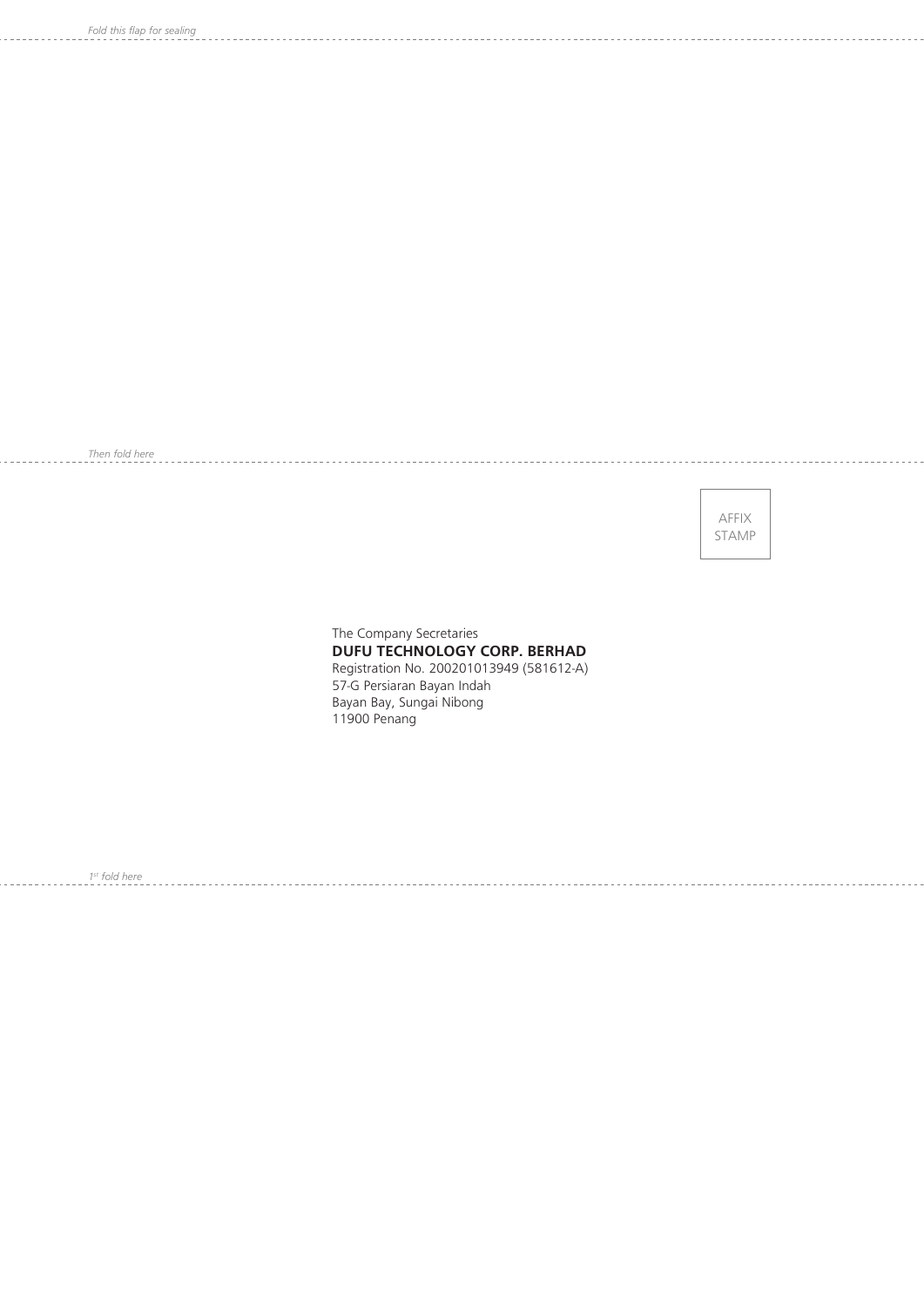*Fold this flap for sealing*

*Then fold here*

AFFIX
STAMP

The Company Secretaries
**DUFU TECHNOLOGY CORP. BERHAD**
Registration No. 200201013949 (581612-A)
57-G Persiaran Bayan Indah
Bayan Bay, Sungai Nibong
11900 Penang

*1st fold here*